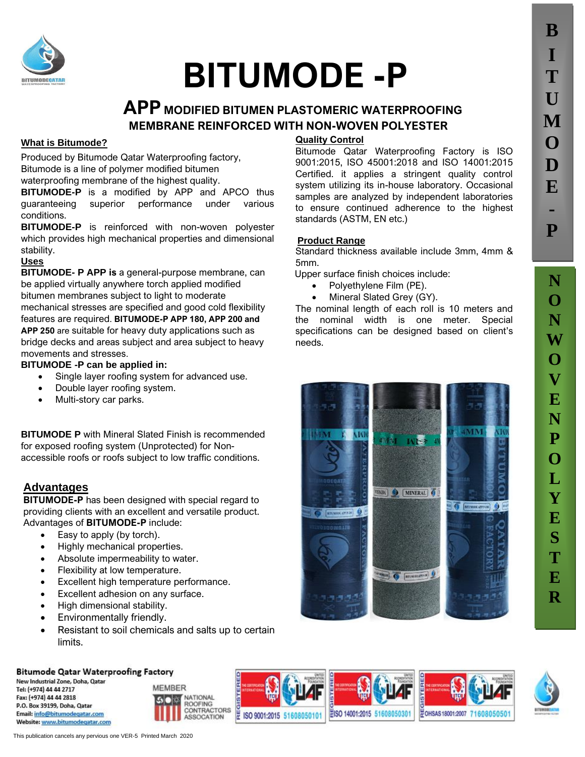# BITUMODE -P

## APP MODIFIED BITUMEN PLASTOMERIC WATERPROOFING MEMBRANE REINFORCED WITH NON-WOVEN POLYESTER

### What is Bitumode?

Produced by Bitumode Qatar Waterproofing factory, Bitumode is a line of polymer modified bitumen waterproofing membrane of the highest quality.

**BITUMODE-P** is a modified by APP and APCO thus guaranteeing superior performance under various conditions.

**BITUMODE-P** is reinforced with non-woven polyester which provides high mechanical properties and dimensional stability.

### Uses

**BITUMODE- P APP is** a general-purpose membrane, can be applied virtually anywhere torch applied modified bitumen membranes subject to light to moderate mechanical stresses are specified and good cold flexibility features are required. **BITUMODE-P APP 180, APP 200 and APP 250** are suitable for heavy duty applications such as bridge decks and areas subject and area subject to heavy movements and stresses.

**BITUMODE -P can be applied in:**

- Single layer roofing system for advanced use.
- Double layer roofing system.
- Multi-story car parks.

**BITUMODE P** with Mineral Slated Finish is recommended for exposed roofing system (Unprotected) for Non-accessible roofs or roofs subject to low traffic conditions.

### Advantages

**BITUMODE-P** has been designed with special regard to providing clients with an excellent and versatile product. Advantages of **BITUMODE-P** include:

- Easy to apply (by torch).
- Highly mechanical properties.
- Absolute impermeability to water.
- Flexibility at low temperature.
- Excellent high temperature performance.
- Excellent adhesion on any surface.
- High dimensional stability.
- Environmentally friendly.
- Resistant to soil chemicals and salts up to certain limits.

### Quality Control

Bitumode Qatar Waterproofing Factory is ISO 9001:2015, ISO 45001:2018 and ISO 14001:2015 Certified. it applies a stringent quality control system utilizing its in-house laboratory. Occasional samples are analyzed by independent laboratories to ensure continued adherence to the highest standards (ASTM, EN etc.)

### Product Range

Standard thickness available include 3mm, 4mm & 5mm.

Upper surface finish choices include:

- Polyethylene Film (PE).
- Mineral Slated Grey (GY).

The nominal length of each roll is 10 meters and the nominal width is one meter. Special specifications can be designed based on client's needs.

**Bitumode Qatar Waterproofing Factory**

New Industrial Zone, Doha, Qatar
Tel: (+974) 44 44 2717
Fax: (+974) 44 44 2818
P.O. Box 39199, Doha, Qatar
Email: info@bitumodeqatar.com
Website: www.bitumodeqatar.com

MEMBER NATIONAL ROOFING CONTRACTORS ASSOCATION

ISO 9001:2015 51608050101 | ISO 14001:2015 51608050301 | OHSAS 18001:2007 71608050501

This publication cancels any pervious one VER-5 Printed March 2020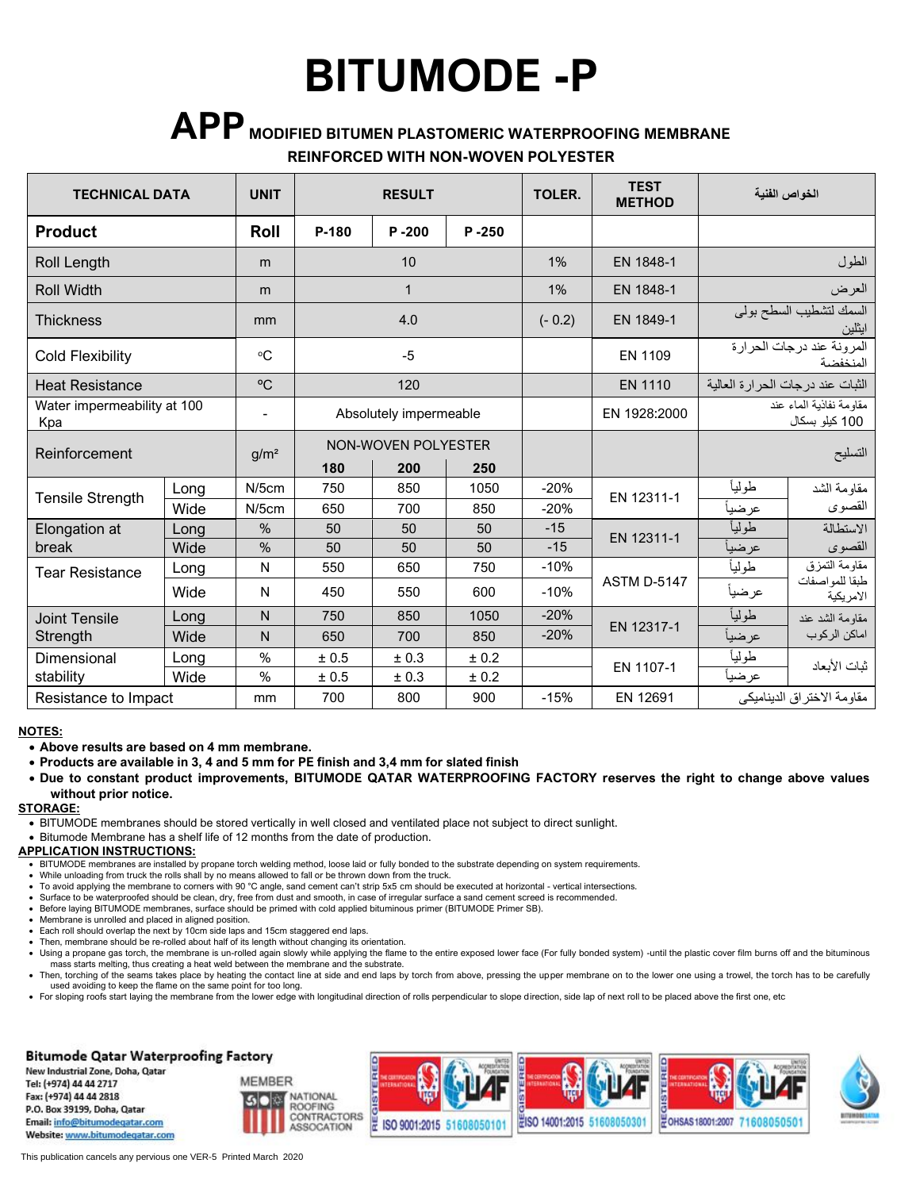# BITUMODE -P

## APP MODIFIED BITUMEN PLASTOMERIC WATERPROOFING MEMBRANE

### REINFORCED WITH NON-WOVEN POLYESTER

| TECHNICAL DATA | | UNIT | RESULT | | | TOLER. | TEST METHOD | الخواص الفنية | |
|---|---|---|---|---|---|---|---|---|---|
| **Product** | | **Roll** | **P-180** | **P -200** | **P -250** | | | | |
| Roll Length | | m | 10 | | | 1% | EN 1848-1 | الطول | |
| Roll Width | | m | 1 | | | 1% | EN 1848-1 | العرض | |
| Thickness | | mm | 4.0 | | | (- 0.2) | EN 1849-1 | السمك لتشطيب السطح بولى ايثلين | |
| Cold Flexibility | | °C | -5 | | | | EN 1109 | المرونة عند درجات الحرارة المنخفضة | |
| Heat Resistance | | °C | 120 | | | | EN 1110 | الثبات عند درجات الحرارة العالية | |
| Water impermeability at 100 Kpa | | - | Absolutely impermeable | | | | EN 1928:2000 | مقاومة نفاذية الماء عند 100 كيلو بسكال | |
| Reinforcement | | g/m² | NON-WOVEN POLYESTER | | | | | التسليح | |
| | | | **180** | **200** | **250** | | | | |
| Tensile Strength | Long | N/5cm | 750 | 850 | 1050 | -20% | EN 12311-1 | طولياً | مقاومة الشد القصوى |
| | Wide | N/5cm | 650 | 700 | 850 | -20% | | عرضياً | |
| Elongation at break | Long | % | 50 | 50 | 50 | -15 | EN 12311-1 | طولياً | الاستطالة القصوى |
| | Wide | % | 50 | 50 | 50 | -15 | | عرضياً | |
| Tear Resistance | Long | N | 550 | 650 | 750 | -10% | ASTM D-5147 | طولياً | مقاومة التمزق طبقا للمواصفات الامريكية |
| | Wide | N | 450 | 550 | 600 | -10% | | عرضياً | |
| Joint Tensile Strength | Long | N | 750 | 850 | 1050 | -20% | EN 12317-1 | طولياً | مقاومة الشد عند اماكن الركوب |
| | Wide | N | 650 | 700 | 850 | -20% | | عرضياً | |
| Dimensional stability | Long | % | ± 0.5 | ± 0.3 | ± 0.2 | | EN 1107-1 | طولياً | ثبات الأبعاد |
| | Wide | % | ± 0.5 | ± 0.3 | ± 0.2 | | | عرضياً | |
| Resistance to Impact | | mm | 700 | 800 | 900 | -15% | EN 12691 | مقاومة الاختراق الديناميكي | |

**NOTES:**

- **Above results are based on 4 mm membrane.**
- **Products are available in 3, 4 and 5 mm for PE finish and 3,4 mm for slated finish**
- **Due to constant product improvements, BITUMODE QATAR WATERPROOFING FACTORY reserves the right to change above values without prior notice.**

**STORAGE:**

- BITUMODE membranes should be stored vertically in well closed and ventilated place not subject to direct sunlight.
- Bitumode Membrane has a shelf life of 12 months from the date of production.

**APPLICATION INSTRUCTIONS:**

- BITUMODE membranes are installed by propane torch welding method, loose laid or fully bonded to the substrate depending on system requirements.
- While unloading from truck the rolls shall by no means allowed to fall or be thrown down from the truck.
- To avoid applying the membrane to corners with 90 °C angle, sand cement can't strip 5x5 cm should be executed at horizontal - vertical intersections.
- Surface to be waterproofed should be clean, dry, free from dust and smooth, in case of irregular surface a sand cement screed is recommended.
- Before laying BITUMODE membranes, surface should be primed with cold applied bituminous primer (BITUMODE Primer SB).
- Membrane is unrolled and placed in aligned position.
- Each roll should overlap the next by 10cm side laps and 15cm staggered end laps.
- Then, membrane should be re-rolled about half of its length without changing its orientation.
- Using a propane gas torch, the membrane is un-rolled again slowly while applying the flame to the entire exposed lower face (For fully bonded system) -until the plastic cover film burns off and the bituminous mass starts melting, thus creating a heat weld between the membrane and the substrate.
- Then, torching of the seams takes place by heating the contact line at side and end laps by torch from above, pressing the upper membrane on to the lower one using a trowel, the torch has to be carefully used avoiding to keep the flame on the same point for too long.
- For sloping roofs start laying the membrane from the lower edge with longitudinal direction of rolls perpendicular to slope direction, side lap of next roll to be placed above the first one, etc

**Bitumode Qatar Waterproofing Factory**
New Industrial Zone, Doha, Qatar
Tel: (+974) 44 44 2717
Fax: (+974) 44 44 2818
P.O. Box 39199, Doha, Qatar
Email: info@bitumodeqatar.com
Website: www.bitumodeqatar.com

MEMBER NATIONAL ROOFING CONTRACTORS ASSOCATION

ISO 9001:2015 51608050101 ISO 14001:2015 51608050301 OHSAS 18001:2007 71608050501

This publication cancels any pervious one VER-5 Printed March 2020